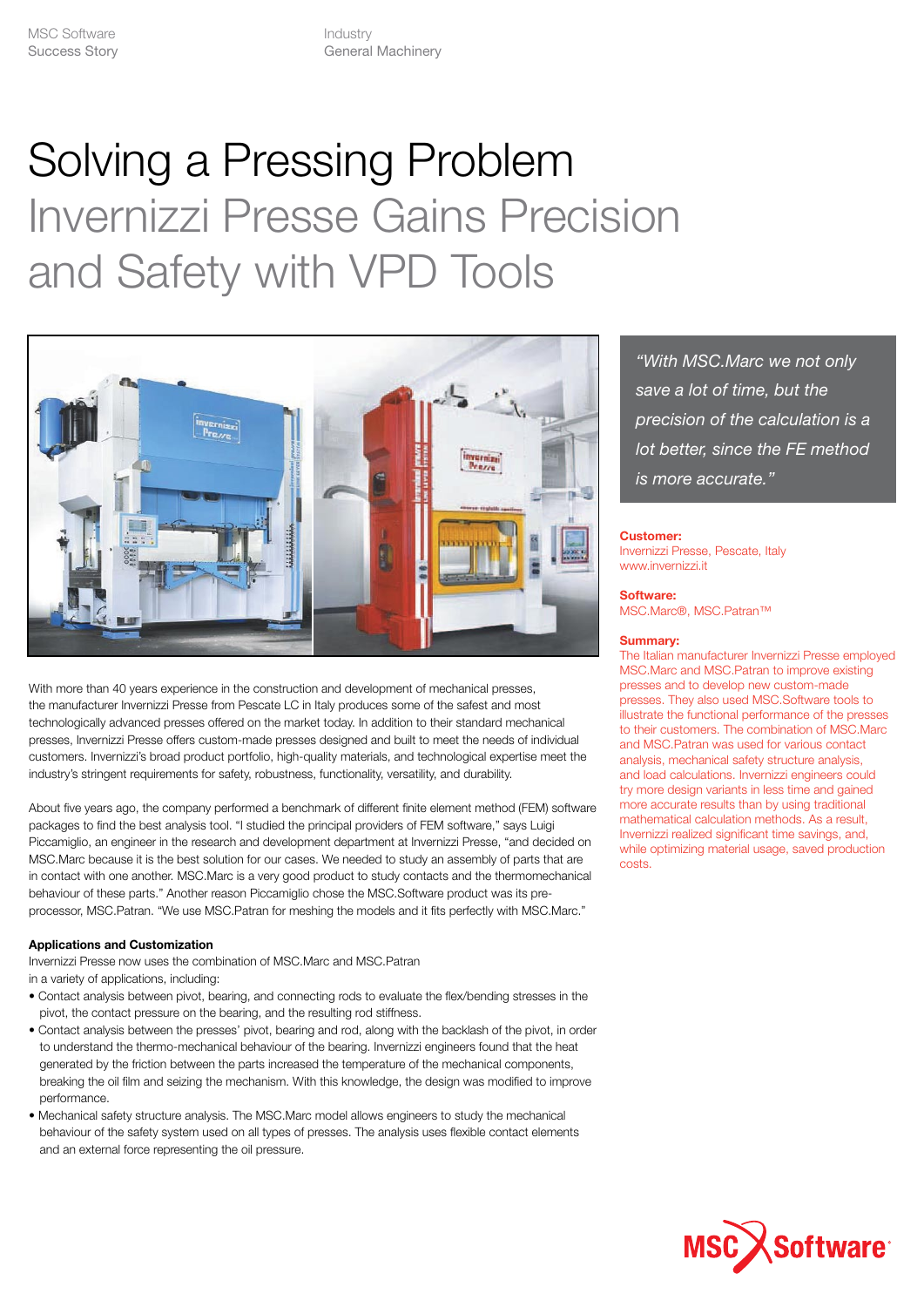MSC Software Success Story

Industry General Machinery

# Solving a Pressing Problem

## Invernizzi Presse Gains Precision and Safety with VPD Tools

*"With MSC.Marc we not only save a lot of time, but the precision of the calculation is a lot better, since the FE method is more accurate."*

**Customer:**
Invernizzi Presse, Pescate, Italy
www.invernizzi.it

**Software:**
MSC.Marc®, MSC.Patran™

**Summary:**
The Italian manufacturer Invernizzi Presse employed MSC.Marc and MSC.Patran to improve existing presses and to develop new custom-made presses. They also used MSC.Software tools to illustrate the functional performance of the presses to their customers. The combination of MSC.Marc and MSC.Patran was used for various contact analysis, mechanical safety structure analysis, and load calculations. Invernizzi engineers could try more design variants in less time and gained more accurate results than by using traditional mathematical calculation methods. As a result, Invernizzi realized significant time savings, and, while optimizing material usage, saved production costs.

With more than 40 years experience in the construction and development of mechanical presses, the manufacturer Invernizzi Presse from Pescate LC in Italy produces some of the safest and most technologically advanced presses offered on the market today. In addition to their standard mechanical presses, Invernizzi Presse offers custom-made presses designed and built to meet the needs of individual customers. Invernizzi's broad product portfolio, high-quality materials, and technological expertise meet the industry's stringent requirements for safety, robustness, functionality, versatility, and durability.

About five years ago, the company performed a benchmark of different finite element method (FEM) software packages to find the best analysis tool. "I studied the principal providers of FEM software," says Luigi Piccamiglio, an engineer in the research and development department at Invernizzi Presse, "and decided on MSC.Marc because it is the best solution for our cases. We needed to study an assembly of parts that are in contact with one another. MSC.Marc is a very good product to study contacts and the thermomechanical behaviour of these parts." Another reason Piccamiglio chose the MSC.Software product was its pre-processor, MSC.Patran. "We use MSC.Patran for meshing the models and it fits perfectly with MSC.Marc."

**Applications and Customization**

Invernizzi Presse now uses the combination of MSC.Marc and MSC.Patran in a variety of applications, including:

- Contact analysis between pivot, bearing, and connecting rods to evaluate the flex/bending stresses in the pivot, the contact pressure on the bearing, and the resulting rod stiffness.
- Contact analysis between the presses' pivot, bearing and rod, along with the backlash of the pivot, in order to understand the thermo-mechanical behaviour of the bearing. Invernizzi engineers found that the heat generated by the friction between the parts increased the temperature of the mechanical components, breaking the oil film and seizing the mechanism. With this knowledge, the design was modified to improve performance.
- Mechanical safety structure analysis. The MSC.Marc model allows engineers to study the mechanical behaviour of the safety system used on all types of presses. The analysis uses flexible contact elements and an external force representing the oil pressure.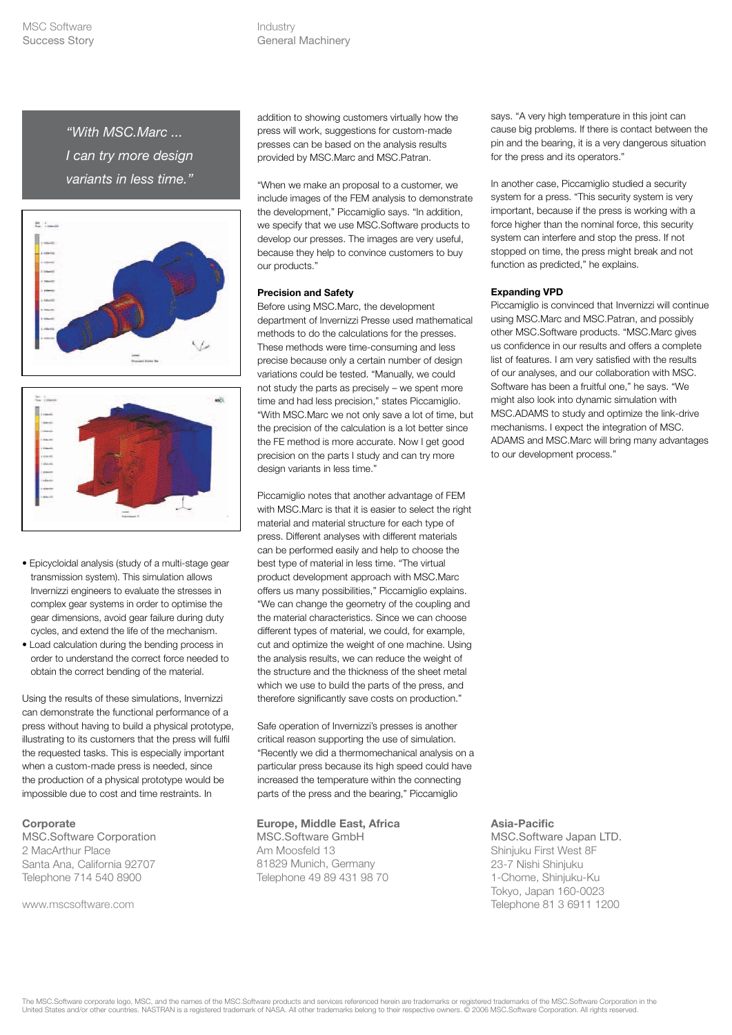*"With MSC.Marc ... I can try more design variants in less time."*

- Epicycloidal analysis (study of a multi-stage gear transmission system). This simulation allows Invernizzi engineers to evaluate the stresses in complex gear systems in order to optimise the gear dimensions, avoid gear failure during duty cycles, and extend the life of the mechanism.
- Load calculation during the bending process in order to understand the correct force needed to obtain the correct bending of the material.

Using the results of these simulations, Invernizzi can demonstrate the functional performance of a press without having to build a physical prototype, illustrating to its customers that the press will fulfil the requested tasks. This is especially important when a custom-made press is needed, since the production of a physical prototype would be impossible due to cost and time restraints. In addition to showing customers virtually how the press will work, suggestions for custom-made presses can be based on the analysis results provided by MSC.Marc and MSC.Patran.

"When we make an proposal to a customer, we include images of the FEM analysis to demonstrate the development," Piccamiglio says. "In addition, we specify that we use MSC.Software products to develop our presses. The images are very useful, because they help to convince customers to buy our products."

**Precision and Safety**

Before using MSC.Marc, the development department of Invernizzi Presse used mathematical methods to do the calculations for the presses. These methods were time-consuming and less precise because only a certain number of design variations could be tested. "Manually, we could not study the parts as precisely – we spent more time and had less precision," states Piccamiglio. "With MSC.Marc we not only save a lot of time, but the precision of the calculation is a lot better since the FE method is more accurate. Now I get good precision on the parts I study and can try more design variants in less time."

Piccamiglio notes that another advantage of FEM with MSC.Marc is that it is easier to select the right material and material structure for each type of press. Different analyses with different materials can be performed easily and help to choose the best type of material in less time. "The virtual product development approach with MSC.Marc offers us many possibilities," Piccamiglio explains. "We can change the geometry of the coupling and the material characteristics. Since we can choose different types of material, we could, for example, cut and optimize the weight of one machine. Using the analysis results, we can reduce the weight of the structure and the thickness of the sheet metal which we use to build the parts of the press, and therefore significantly save costs on production."

Safe operation of Invernizzi's presses is another critical reason supporting the use of simulation. "Recently we did a thermomechanical analysis on a particular press because its high speed could have increased the temperature within the connecting parts of the press and the bearing," Piccamiglio says. "A very high temperature in this joint can cause big problems. If there is contact between the pin and the bearing, it is a very dangerous situation for the press and its operators."

In another case, Piccamiglio studied a security system for a press. "This security system is very important, because if the press is working with a force higher than the nominal force, this security system can interfere and stop the press. If not stopped on time, the press might break and not function as predicted," he explains.

**Expanding VPD**

Piccamiglio is convinced that Invernizzi will continue using MSC.Marc and MSC.Patran, and possibly other MSC.Software products. "MSC.Marc gives us confidence in our results and offers a complete list of features. I am very satisfied with the results of our analyses, and our collaboration with MSC. Software has been a fruitful one," he says. "We might also look into dynamic simulation with MSC.ADAMS to study and optimize the link-drive mechanisms. I expect the integration of MSC. ADAMS and MSC.Marc will bring many advantages to our development process."

**Corporate**
MSC.Software Corporation
2 MacArthur Place
Santa Ana, California 92707
Telephone 714 540 8900

www.mscsoftware.com

**Europe, Middle East, Africa**
MSC.Software GmbH
Am Moosfeld 13
81829 Munich, Germany
Telephone 49 89 431 98 70

**Asia-Pacific**
MSC.Software Japan LTD.
Shinjuku First West 8F
23-7 Nishi Shinjuku
1-Chome, Shinjuku-Ku
Tokyo, Japan 160-0023
Telephone 81 3 6911 1200

The MSC.Software corporate logo, MSC, and the names of the MSC.Software products and services referenced herein are trademarks or registered trademarks of the MSC.Software Corporation in the United States and/or other countries. NASTRAN is a registered trademark of NASA. All other trademarks belong to their respective owners. © 2006 MSC.Software Corporation. All rights reserved.